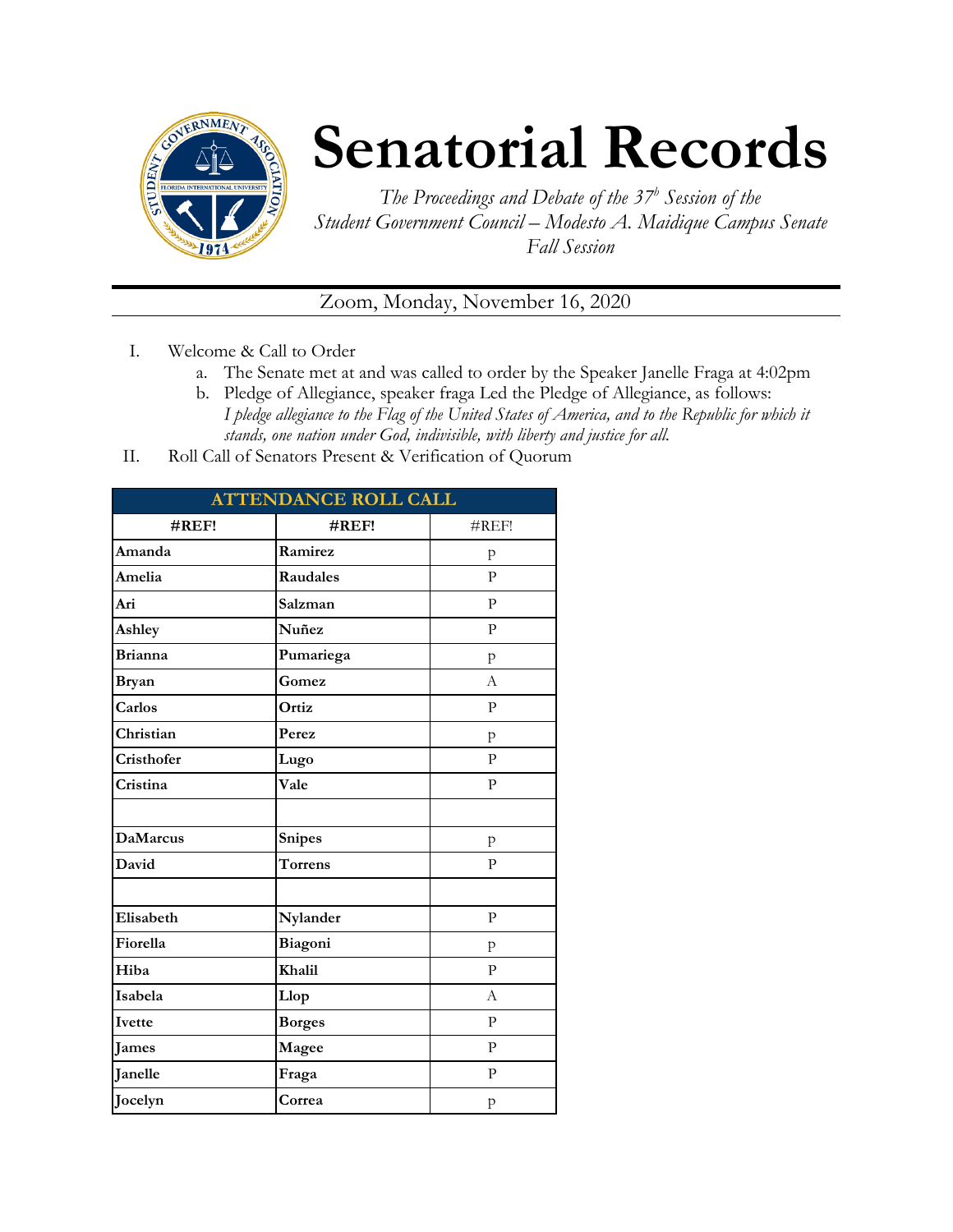# Senatorial Records

*The Proceedings and Debate of the 37^b Session of the Student Government Council – Modesto A. Maidique Campus Senate Fall Session*

Zoom, Monday, November 16, 2020

I. Welcome & Call to Order
   a. The Senate met at and was called to order by the Speaker Janelle Fraga at 4:02pm
   b. Pledge of Allegiance, speaker fraga Led the Pledge of Allegiance, as follows: *I pledge allegiance to the Flag of the United States of America, and to the Republic for which it stands, one nation under God, indivisible, with liberty and justice for all.*

II. Roll Call of Senators Present & Verification of Quorum

| ATTENDANCE ROLL CALL | | |
|---|---|---|
| **#REF!** | **#REF!** | #REF! |
| **Amanda** | **Ramirez** | p |
| **Amelia** | **Raudales** | P |
| **Ari** | **Salzman** | P |
| **Ashley** | **Nuñez** | P |
| **Brianna** | **Pumariega** | p |
| **Bryan** | **Gomez** | A |
| **Carlos** | **Ortiz** | P |
| **Christian** | **Perez** | p |
| **Cristhofer** | **Lugo** | P |
| **Cristina** | **Vale** | P |
| | | |
| **DaMarcus** | **Snipes** | p |
| **David** | **Torrens** | P |
| | | |
| **Elisabeth** | **Nylander** | P |
| **Fiorella** | **Biagoni** | p |
| **Hiba** | **Khalil** | P |
| **Isabela** | **Llop** | A |
| **Ivette** | **Borges** | P |
| **James** | **Magee** | P |
| **Janelle** | **Fraga** | P |
| **Jocelyn** | **Correa** | p |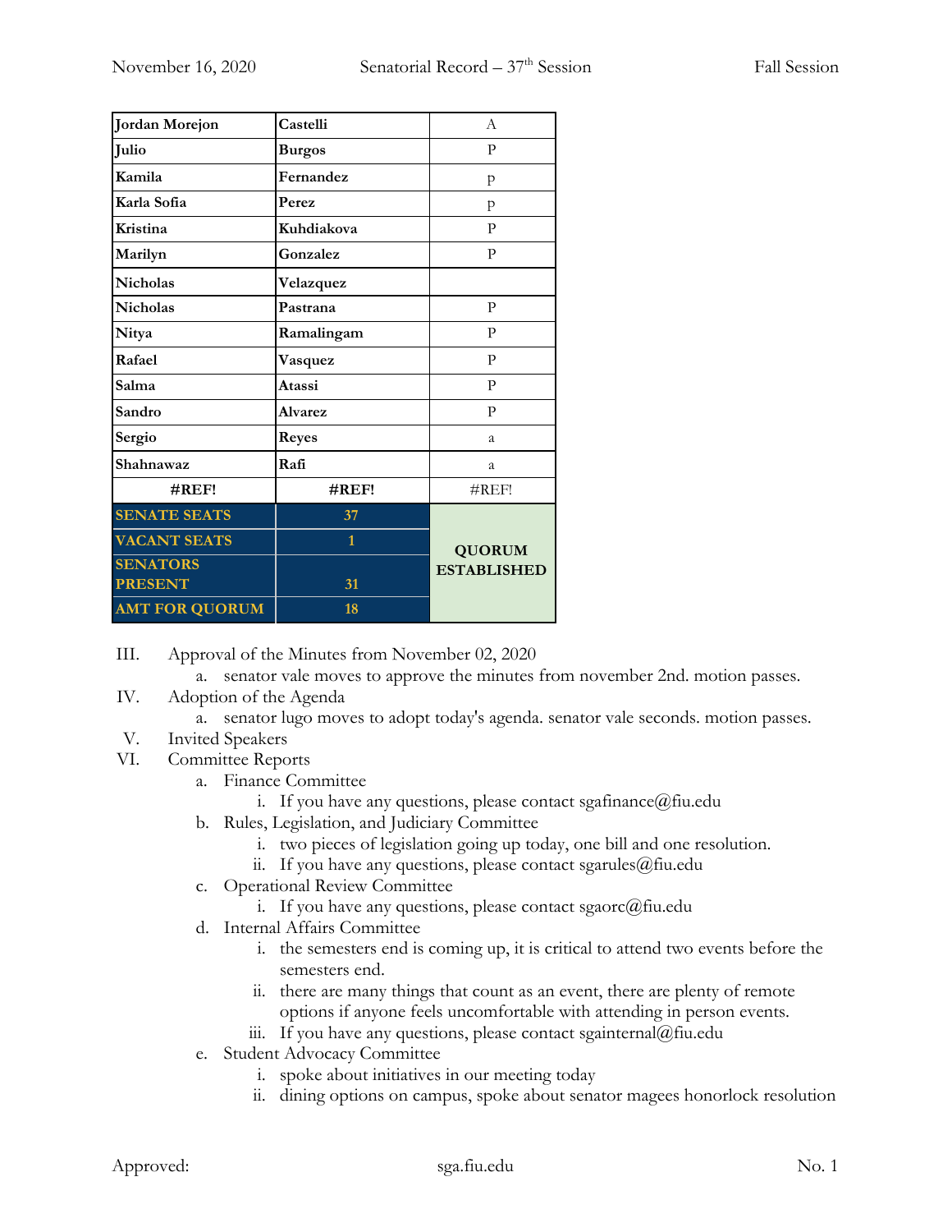| Jordan Morejon | Castelli | A |
|---|---|---|
| Julio | Burgos | P |
| Kamila | Fernandez | p |
| Karla Sofia | Perez | p |
| Kristina | Kuhdiakova | P |
| Marilyn | Gonzalez | P |
| Nicholas | Velazquez | |
| Nicholas | Pastrana | P |
| Nitya | Ramalingam | P |
| Rafael | Vasquez | P |
| Salma | Atassi | P |
| Sandro | Alvarez | P |
| Sergio | Reyes | a |
| Shahnawaz | Rafi | a |
| #REF! | #REF! | #REF! |
| SENATE SEATS | 37 | QUORUM ESTABLISHED |
| VACANT SEATS | 1 | |
| SENATORS PRESENT | 31 | |
| AMT FOR QUORUM | 18 | |

III. Approval of the Minutes from November 02, 2020
   a. senator vale moves to approve the minutes from november 2nd. motion passes.

IV. Adoption of the Agenda
   a. senator lugo moves to adopt today's agenda. senator vale seconds. motion passes.

V. Invited Speakers

VI. Committee Reports
   a. Finance Committee
      i. If you have any questions, please contact sgafinance@fiu.edu
   b. Rules, Legislation, and Judiciary Committee
      i. two pieces of legislation going up today, one bill and one resolution.
      ii. If you have any questions, please contact sgarules@fiu.edu
   c. Operational Review Committee
      i. If you have any questions, please contact sgaorc@fiu.edu
   d. Internal Affairs Committee
      i. the semesters end is coming up, it is critical to attend two events before the semesters end.
      ii. there are many things that count as an event, there are plenty of remote options if anyone feels uncomfortable with attending in person events.
      iii. If you have any questions, please contact sgainternal@fiu.edu
   e. Student Advocacy Committee
      i. spoke about initiatives in our meeting today
      ii. dining options on campus, spoke about senator magees honorlock resolution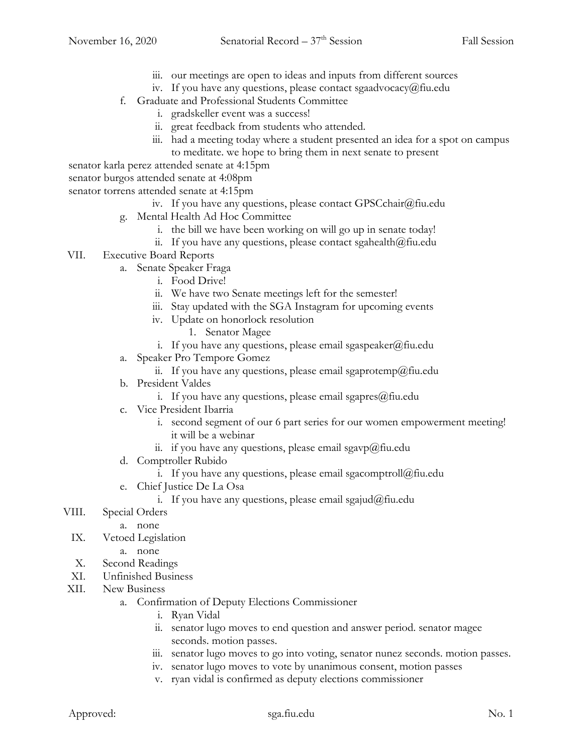- iii. our meetings are open to ideas and inputs from different sources
   - iv. If you have any questions, please contact sgaadvocacy@fiu.edu
- f. Graduate and Professional Students Committee
   - i. gradskeller event was a success!
   - ii. great feedback from students who attended.
   - iii. had a meeting today where a student presented an idea for a spot on campus to meditate. we hope to bring them in next senate to present

senator karla perez attended senate at 4:15pm
senator burgos attended senate at 4:08pm
senator torrens attended senate at 4:15pm

   - iv. If you have any questions, please contact GPSCchair@fiu.edu
- g. Mental Health Ad Hoc Committee
   - i. the bill we have been working on will go up in senate today!
   - ii. If you have any questions, please contact sgahealth@fiu.edu

VII. Executive Board Reports
- a. Senate Speaker Fraga
   - i. Food Drive!
   - ii. We have two Senate meetings left for the semester!
   - iii. Stay updated with the SGA Instagram for upcoming events
   - iv. Update on honorlock resolution
      1. Senator Magee
   - i. If you have any questions, please email sgaspeaker@fiu.edu
- a. Speaker Pro Tempore Gomez
   - ii. If you have any questions, please email sgaprotemp@fiu.edu
- b. President Valdes
   - i. If you have any questions, please email sgapres@fiu.edu
- c. Vice President Ibarria
   - i. second segment of our 6 part series for our women empowerment meeting! it will be a webinar
   - ii. if you have any questions, please email sgavp@fiu.edu
- d. Comptroller Rubido
   - i. If you have any questions, please email sgacomptroll@fiu.edu
- e. Chief Justice De La Osa
   - i. If you have any questions, please email sgajud@fiu.edu

VIII. Special Orders
- a. none

IX. Vetoed Legislation
- a. none

X. Second Readings

XI. Unfinished Business

XII. New Business
- a. Confirmation of Deputy Elections Commissioner
   - i. Ryan Vidal
   - ii. senator lugo moves to end question and answer period. senator magee seconds. motion passes.
   - iii. senator lugo moves to go into voting, senator nunez seconds. motion passes.
   - iv. senator lugo moves to vote by unanimous consent, motion passes
   - v. ryan vidal is confirmed as deputy elections commissioner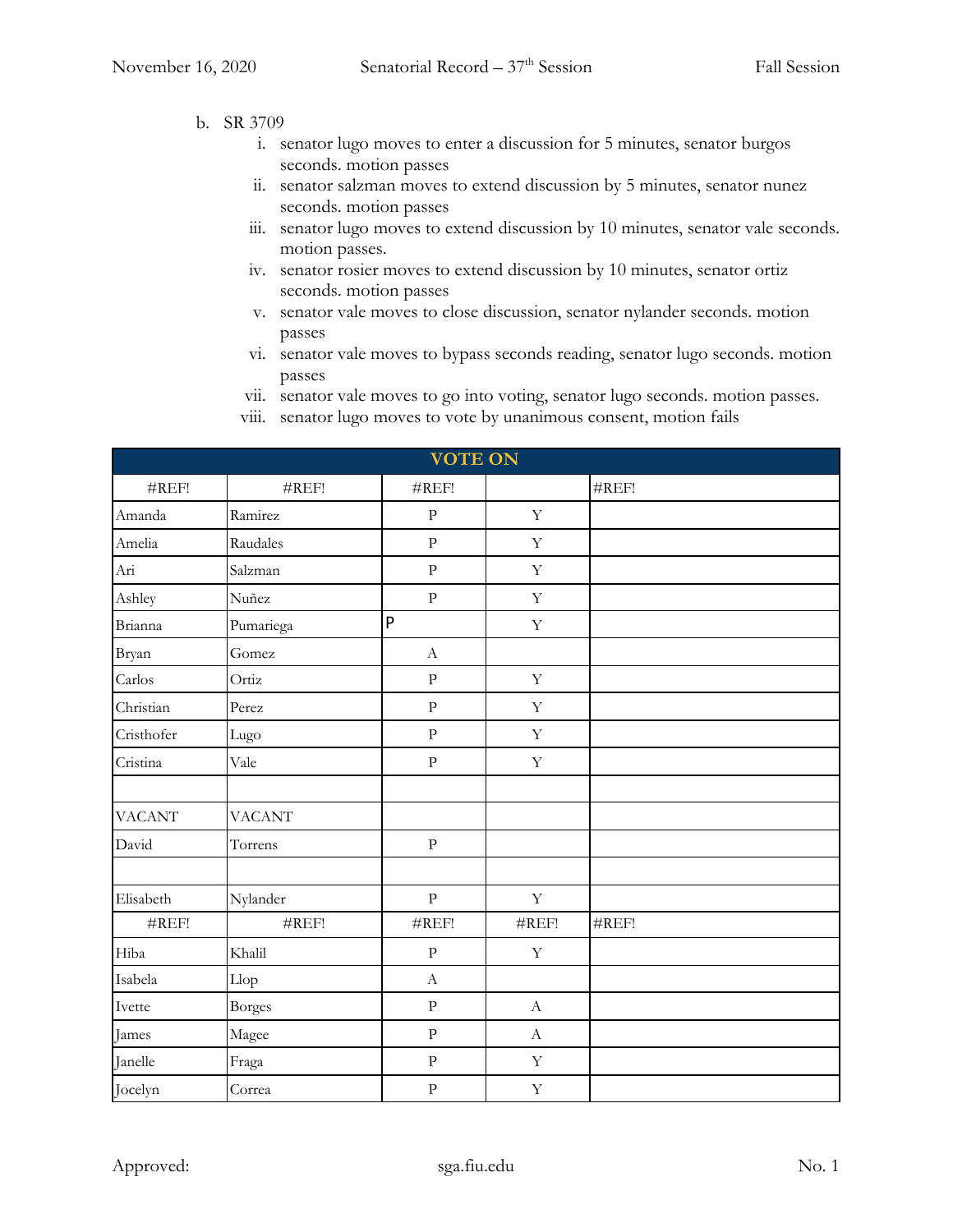b. SR 3709

   i. senator lugo moves to enter a discussion for 5 minutes, senator burgos seconds. motion passes

   ii. senator salzman moves to extend discussion by 5 minutes, senator nunez seconds. motion passes

   iii. senator lugo moves to extend discussion by 10 minutes, senator vale seconds. motion passes.

   iv. senator rosier moves to extend discussion by 10 minutes, senator ortiz seconds. motion passes

   v. senator vale moves to close discussion, senator nylander seconds. motion passes

   vi. senator vale moves to bypass seconds reading, senator lugo seconds. motion passes

   vii. senator vale moves to go into voting, senator lugo seconds. motion passes.

   viii. senator lugo moves to vote by unanimous consent, motion fails

| VOTE ON | | | | |
|---|---|---|---|---|
| #REF! | #REF! | #REF! | | #REF! |
| Amanda | Ramirez | P | Y | |
| Amelia | Raudales | P | Y | |
| Ari | Salzman | P | Y | |
| Ashley | Nuñez | P | Y | |
| Brianna | Pumariega | P | Y | |
| Bryan | Gomez | A | | |
| Carlos | Ortiz | P | Y | |
| Christian | Perez | P | Y | |
| Cristhofer | Lugo | P | Y | |
| Cristina | Vale | P | Y | |
| | | | | |
| VACANT | VACANT | | | |
| David | Torrens | P | | |
| | | | | |
| Elisabeth | Nylander | P | Y | |
| #REF! | #REF! | #REF! | #REF! | #REF! |
| Hiba | Khalil | P | Y | |
| Isabela | Llop | A | | |
| Ivette | Borges | P | A | |
| James | Magee | P | A | |
| Janelle | Fraga | P | Y | |
| Jocelyn | Correa | P | Y | |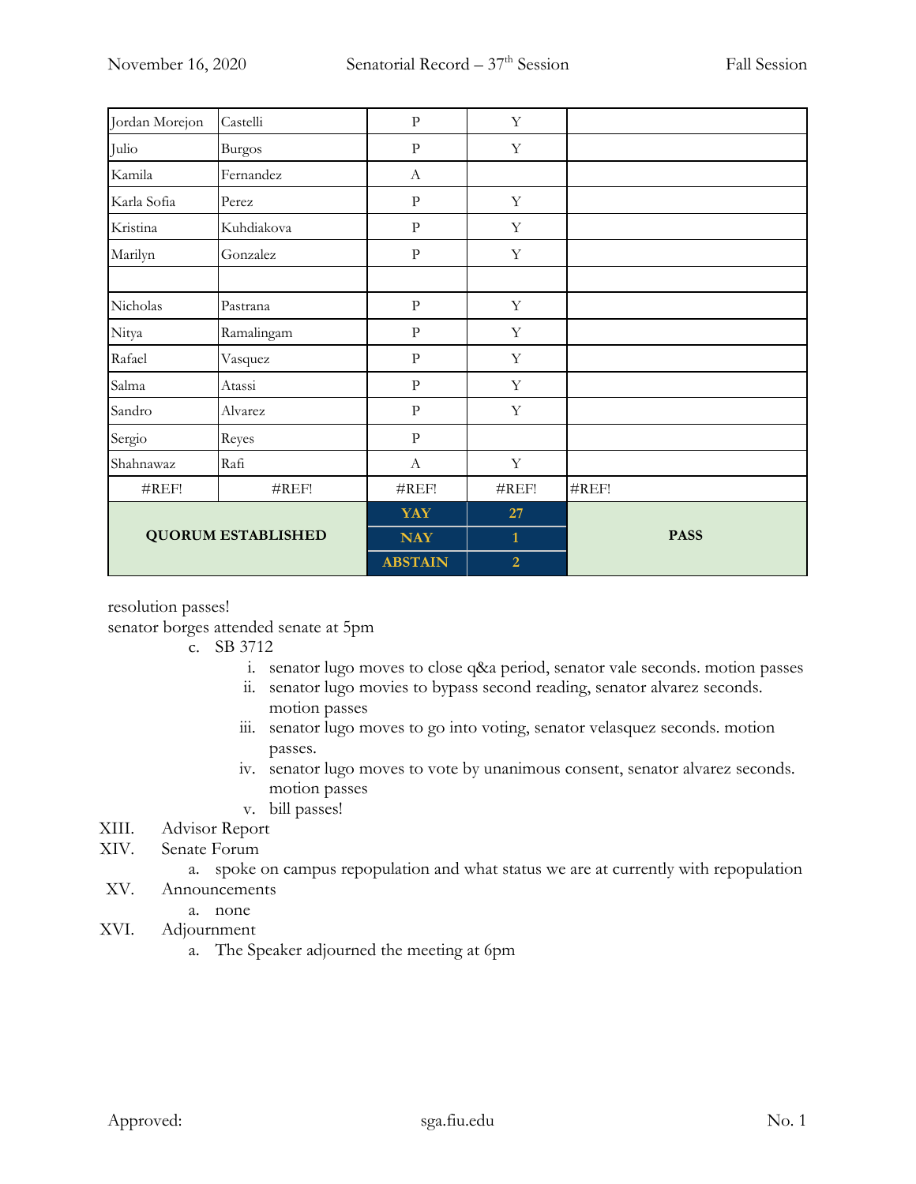| | | | | |
|---|---|---|---|---|
| Jordan Morejon | Castelli | P | Y | |
| Julio | Burgos | P | Y | |
| Kamila | Fernandez | A | | |
| Karla Sofia | Perez | P | Y | |
| Kristina | Kuhdiakova | P | Y | |
| Marilyn | Gonzalez | P | Y | |
| | | | | |
| Nicholas | Pastrana | P | Y | |
| Nitya | Ramalingam | P | Y | |
| Rafael | Vasquez | P | Y | |
| Salma | Atassi | P | Y | |
| Sandro | Alvarez | P | Y | |
| Sergio | Reyes | P | | |
| Shahnawaz | Rafi | A | Y | |
| #REF! | #REF! | #REF! | #REF! | #REF! |
| **QUORUM ESTABLISHED** | | **YAY** | **27** | **PASS** |
| | | **NAY** | **1** | |
| | | **ABSTAIN** | **2** | |

resolution passes!

senator borges attended senate at 5pm

c. SB 3712
   i. senator lugo moves to close q&a period, senator vale seconds. motion passes
   ii. senator lugo movies to bypass second reading, senator alvarez seconds. motion passes
   iii. senator lugo moves to go into voting, senator velasquez seconds. motion passes.
   iv. senator lugo moves to vote by unanimous consent, senator alvarez seconds. motion passes
   v. bill passes!

XIII. Advisor Report

XIV. Senate Forum
   a. spoke on campus repopulation and what status we are at currently with repopulation

XV. Announcements
   a. none

XVI. Adjournment
   a. The Speaker adjourned the meeting at 6pm

Approved: